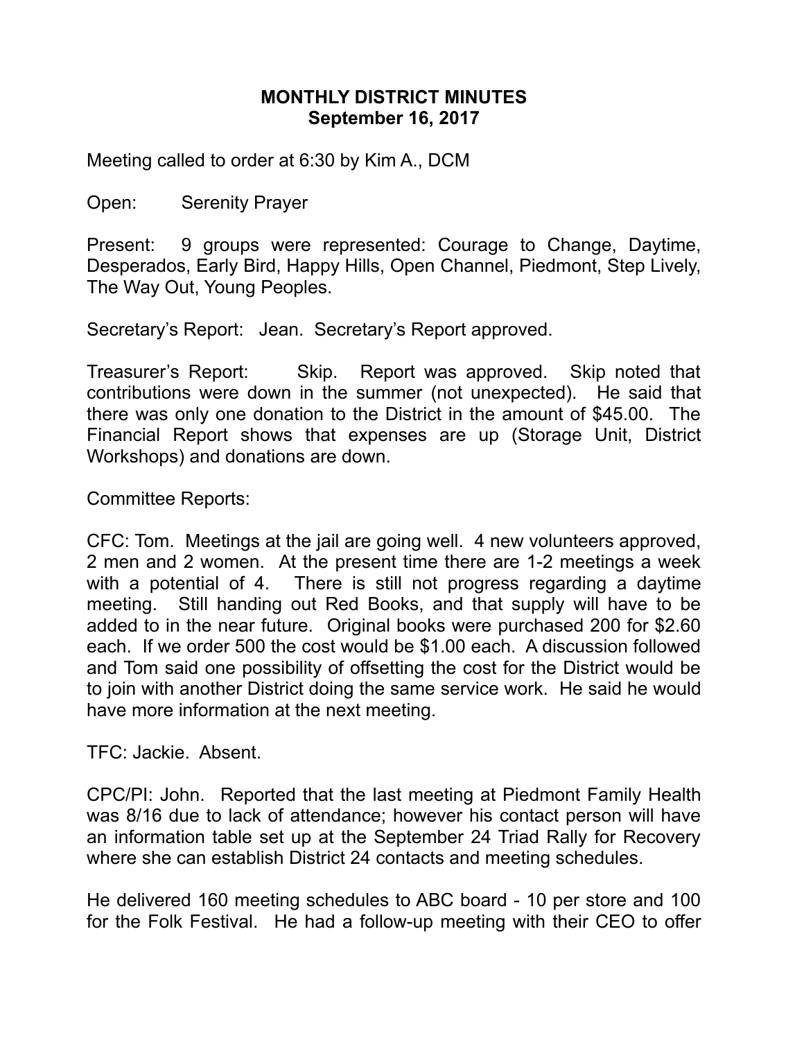# MONTHLY DISTRICT MINUTES
## September 16, 2017

Meeting called to order at 6:30 by Kim A., DCM

Open: Serenity Prayer

Present: 9 groups were represented: Courage to Change, Daytime, Desperados, Early Bird, Happy Hills, Open Channel, Piedmont, Step Lively, The Way Out, Young Peoples.

Secretary's Report: Jean. Secretary's Report approved.

Treasurer's Report: Skip. Report was approved. Skip noted that contributions were down in the summer (not unexpected). He said that there was only one donation to the District in the amount of $45.00. The Financial Report shows that expenses are up (Storage Unit, District Workshops) and donations are down.

Committee Reports:

CFC: Tom. Meetings at the jail are going well. 4 new volunteers approved, 2 men and 2 women. At the present time there are 1-2 meetings a week with a potential of 4. There is still not progress regarding a daytime meeting. Still handing out Red Books, and that supply will have to be added to in the near future. Original books were purchased 200 for $2.60 each. If we order 500 the cost would be $1.00 each. A discussion followed and Tom said one possibility of offsetting the cost for the District would be to join with another District doing the same service work. He said he would have more information at the next meeting.

TFC: Jackie. Absent.

CPC/PI: John. Reported that the last meeting at Piedmont Family Health was 8/16 due to lack of attendance; however his contact person will have an information table set up at the September 24 Triad Rally for Recovery where she can establish District 24 contacts and meeting schedules.

He delivered 160 meeting schedules to ABC board - 10 per store and 100 for the Folk Festival. He had a follow-up meeting with their CEO to offer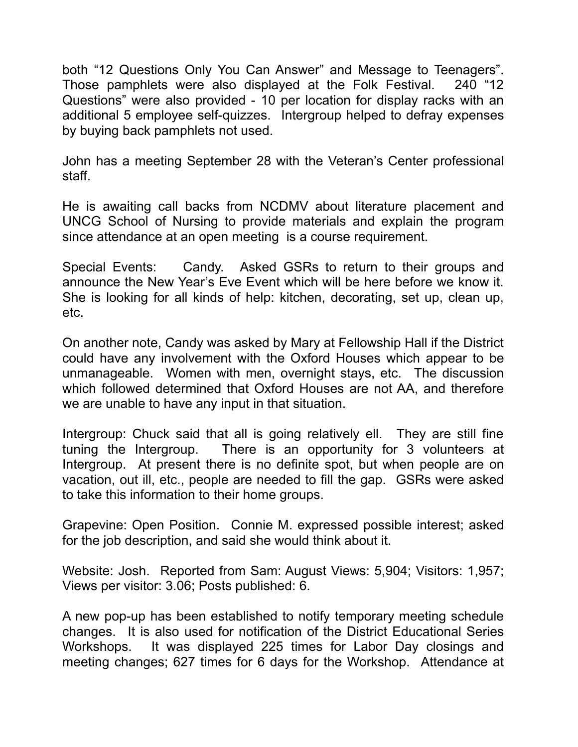both “12 Questions Only You Can Answer” and Message to Teenagers”. Those pamphlets were also displayed at the Folk Festival. 240 “12 Questions” were also provided - 10 per location for display racks with an additional 5 employee self-quizzes. Intergroup helped to defray expenses by buying back pamphlets not used.

John has a meeting September 28 with the Veteran’s Center professional staff.

He is awaiting call backs from NCDMV about literature placement and UNCG School of Nursing to provide materials and explain the program since attendance at an open meeting is a course requirement.

Special Events: Candy. Asked GSRs to return to their groups and announce the New Year’s Eve Event which will be here before we know it. She is looking for all kinds of help: kitchen, decorating, set up, clean up, etc.

On another note, Candy was asked by Mary at Fellowship Hall if the District could have any involvement with the Oxford Houses which appear to be unmanageable. Women with men, overnight stays, etc. The discussion which followed determined that Oxford Houses are not AA, and therefore we are unable to have any input in that situation.

Intergroup: Chuck said that all is going relatively ell. They are still fine tuning the Intergroup. There is an opportunity for 3 volunteers at Intergroup. At present there is no definite spot, but when people are on vacation, out ill, etc., people are needed to fill the gap. GSRs were asked to take this information to their home groups.

Grapevine: Open Position. Connie M. expressed possible interest; asked for the job description, and said she would think about it.

Website: Josh. Reported from Sam: August Views: 5,904; Visitors: 1,957; Views per visitor: 3.06; Posts published: 6.

A new pop-up has been established to notify temporary meeting schedule changes. It is also used for notification of the District Educational Series Workshops. It was displayed 225 times for Labor Day closings and meeting changes; 627 times for 6 days for the Workshop. Attendance at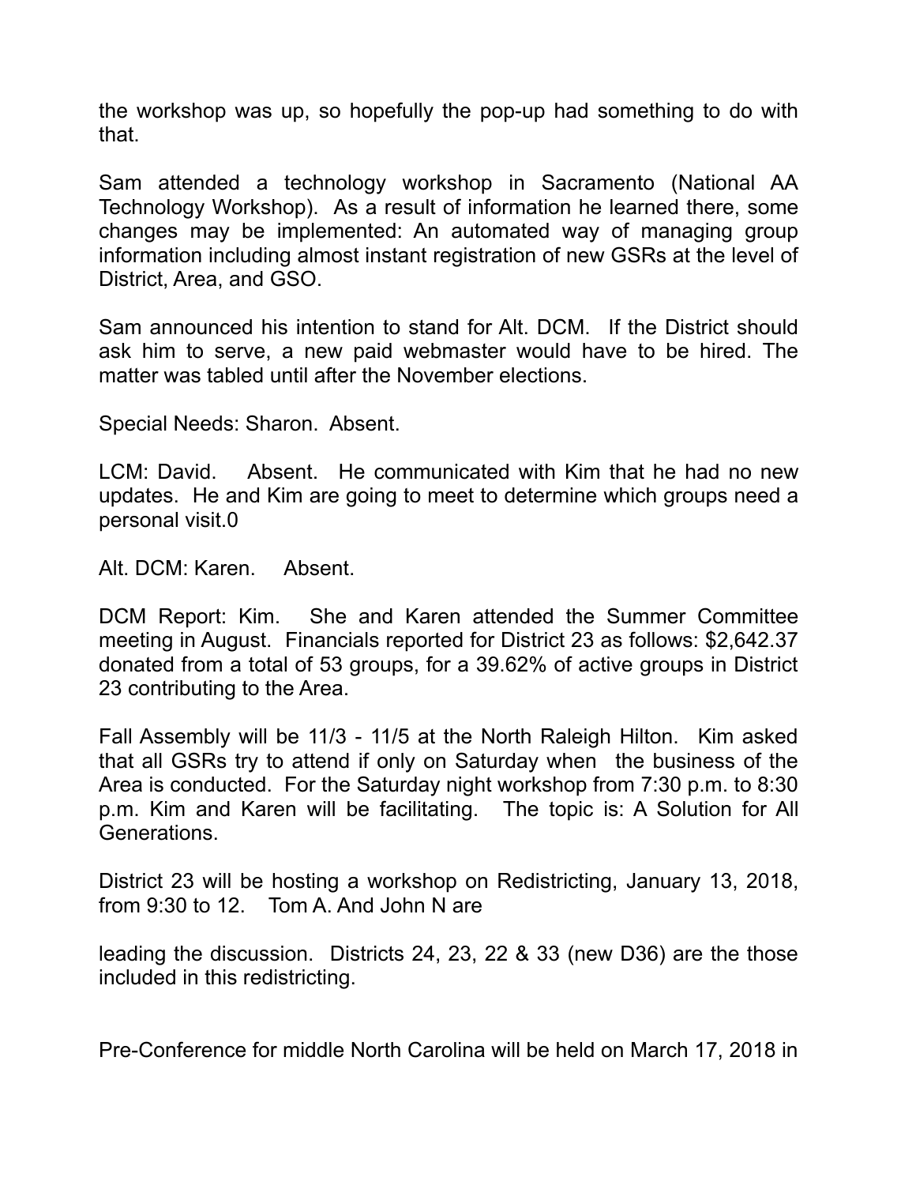the workshop was up, so hopefully the pop-up had something to do with that.

Sam attended a technology workshop in Sacramento (National AA Technology Workshop). As a result of information he learned there, some changes may be implemented: An automated way of managing group information including almost instant registration of new GSRs at the level of District, Area, and GSO.

Sam announced his intention to stand for Alt. DCM. If the District should ask him to serve, a new paid webmaster would have to be hired. The matter was tabled until after the November elections.

Special Needs: Sharon. Absent.

LCM: David. Absent. He communicated with Kim that he had no new updates. He and Kim are going to meet to determine which groups need a personal visit.0

Alt. DCM: Karen. Absent.

DCM Report: Kim. She and Karen attended the Summer Committee meeting in August. Financials reported for District 23 as follows: $2,642.37 donated from a total of 53 groups, for a 39.62% of active groups in District 23 contributing to the Area.

Fall Assembly will be 11/3 - 11/5 at the North Raleigh Hilton. Kim asked that all GSRs try to attend if only on Saturday when the business of the Area is conducted. For the Saturday night workshop from 7:30 p.m. to 8:30 p.m. Kim and Karen will be facilitating. The topic is: A Solution for All Generations.

District 23 will be hosting a workshop on Redistricting, January 13, 2018, from 9:30 to 12. Tom A. And John N are

leading the discussion. Districts 24, 23, 22 & 33 (new D36) are the those included in this redistricting.

Pre-Conference for middle North Carolina will be held on March 17, 2018 in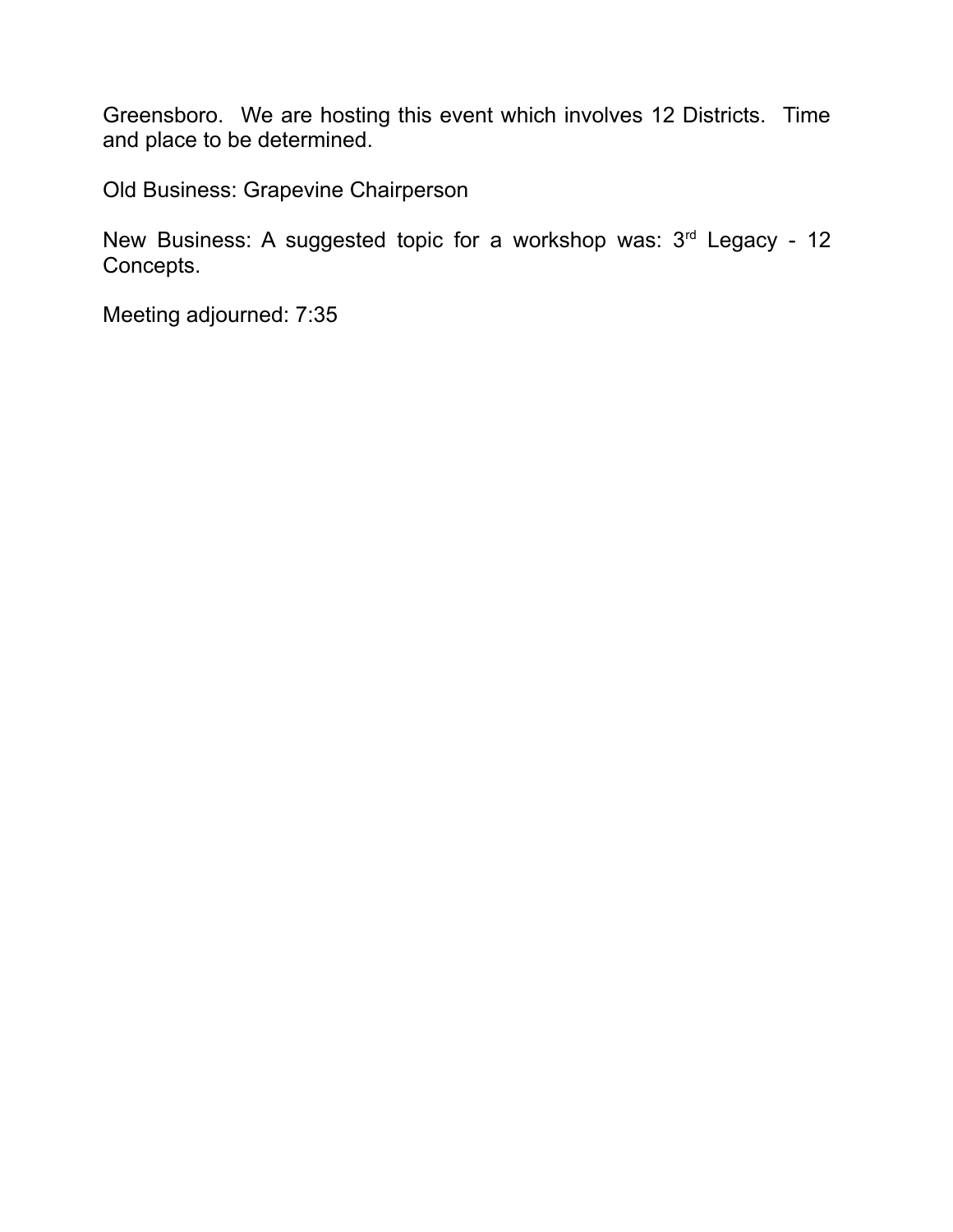Greensboro. We are hosting this event which involves 12 Districts. Time and place to be determined.

Old Business: Grapevine Chairperson

New Business: A suggested topic for a workshop was: 3rd Legacy - 12 Concepts.

Meeting adjourned: 7:35